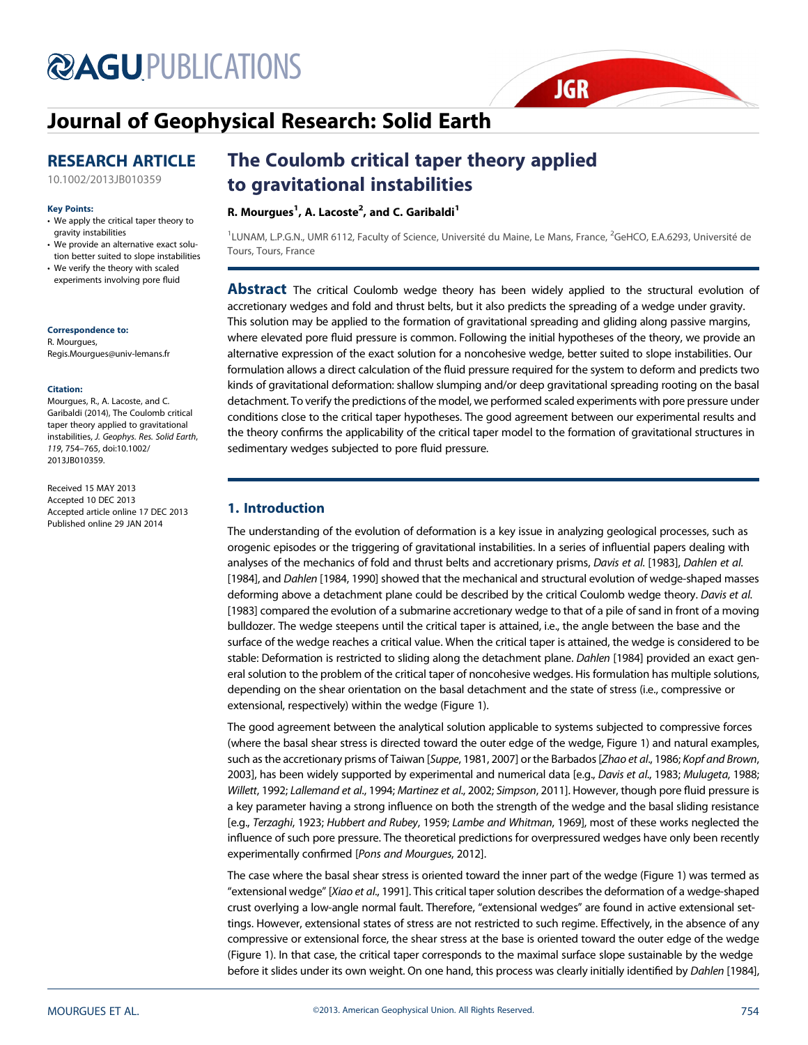# The Coulomb critical taper theory applied to gravitational instabilities

**RESEARCH ARTICLE**

10.1002/2013JB010359

**Key Points:**

- We apply the critical taper theory to gravity instabilities
- We provide an alternative exact solution better suited to slope instabilities
- We verify the theory with scaled experiments involving pore fluid

**Correspondence to:**
R. Mourgues,
Regis.Mourgues@univ-lemans.fr

**Citation:**
Mourgues, R., A. Lacoste, and C. Garibaldi (2014), The Coulomb critical taper theory applied to gravitational instabilities, *J. Geophys. Res. Solid Earth*, *119*, 754–765, doi:10.1002/2013JB010359.

Received 15 MAY 2013
Accepted 10 DEC 2013
Accepted article online 17 DEC 2013
Published online 29 JAN 2014

**R. Mourgues[1], A. Lacoste[2], and C. Garibaldi[1]**

[1]LUNAM, L.P.G.N., UMR 6112, Faculty of Science, Université du Maine, Le Mans, France, [2]GeHCO, E.A.6293, Université de Tours, Tours, France

**Abstract** The critical Coulomb wedge theory has been widely applied to the structural evolution of accretionary wedges and fold and thrust belts, but it also predicts the spreading of a wedge under gravity. This solution may be applied to the formation of gravitational spreading and gliding along passive margins, where elevated pore fluid pressure is common. Following the initial hypotheses of the theory, we provide an alternative expression of the exact solution for a noncohesive wedge, better suited to slope instabilities. Our formulation allows a direct calculation of the fluid pressure required for the system to deform and predicts two kinds of gravitational deformation: shallow slumping and/or deep gravitational spreading rooting on the basal detachment. To verify the predictions of the model, we performed scaled experiments with pore pressure under conditions close to the critical taper hypotheses. The good agreement between our experimental results and the theory confirms the applicability of the critical taper model to the formation of gravitational structures in sedimentary wedges subjected to pore fluid pressure.

## 1. Introduction

The understanding of the evolution of deformation is a key issue in analyzing geological processes, such as orogenic episodes or the triggering of gravitational instabilities. In a series of influential papers dealing with analyses of the mechanics of fold and thrust belts and accretionary prisms, *Davis et al.* [1983], *Dahlen et al.* [1984], and *Dahlen* [1984, 1990] showed that the mechanical and structural evolution of wedge-shaped masses deforming above a detachment plane could be described by the critical Coulomb wedge theory. *Davis et al.* [1983] compared the evolution of a submarine accretionary wedge to that of a pile of sand in front of a moving bulldozer. The wedge steepens until the critical taper is attained, i.e., the angle between the base and the surface of the wedge reaches a critical value. When the critical taper is attained, the wedge is considered to be stable: Deformation is restricted to sliding along the detachment plane. *Dahlen* [1984] provided an exact general solution to the problem of the critical taper of noncohesive wedges. His formulation has multiple solutions, depending on the shear orientation on the basal detachment and the state of stress (i.e., compressive or extensional, respectively) within the wedge (Figure 1).

The good agreement between the analytical solution applicable to systems subjected to compressive forces (where the basal shear stress is directed toward the outer edge of the wedge, Figure 1) and natural examples, such as the accretionary prisms of Taiwan [*Suppe*, 1981, 2007] or the Barbados [*Zhao et al.*, 1986; *Kopf and Brown*, 2003], has been widely supported by experimental and numerical data [e.g., *Davis et al.*, 1983; *Mulugeta*, 1988; *Willett*, 1992; *Lallemand et al.*, 1994; *Martinez et al.*, 2002; *Simpson*, 2011]. However, though pore fluid pressure is a key parameter having a strong influence on both the strength of the wedge and the basal sliding resistance [e.g., *Terzaghi*, 1923; *Hubbert and Rubey*, 1959; *Lambe and Whitman*, 1969], most of these works neglected the influence of such pore pressure. The theoretical predictions for overpressured wedges have only been recently experimentally confirmed [*Pons and Mourgues*, 2012].

The case where the basal shear stress is oriented toward the inner part of the wedge (Figure 1) was termed as "extensional wedge" [*Xiao et al.*, 1991]. This critical taper solution describes the deformation of a wedge-shaped crust overlying a low-angle normal fault. Therefore, "extensional wedges" are found in active extensional settings. However, extensional states of stress are not restricted to such regime. Effectively, in the absence of any compressive or extensional force, the shear stress at the base is oriented toward the outer edge of the wedge (Figure 1). In that case, the critical taper corresponds to the maximal surface slope sustainable by the wedge before it slides under its own weight. On one hand, this process was clearly initially identified by *Dahlen* [1984],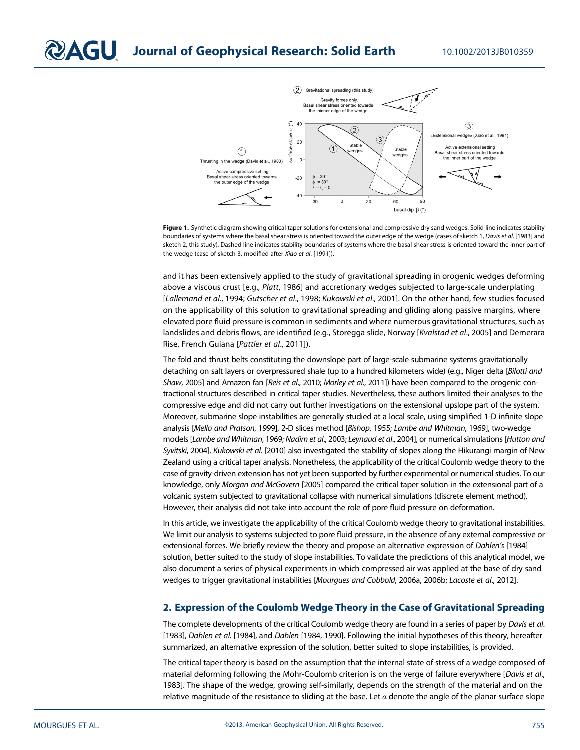**Figure 1.** Synthetic diagram showing critical taper solutions for extensional and compressive dry sand wedges. Solid line indicates stability boundaries of systems where the basal shear stress is oriented toward the outer edge of the wedge (cases of sketch 1, *Davis et al.* [1983] and sketch 2, this study). Dashed line indicates stability boundaries of systems where the basal shear stress is oriented toward the inner part of the wedge (case of sketch 3, modified after *Xiao et al.* [1991]).

and it has been extensively applied to the study of gravitational spreading in orogenic wedges deforming above a viscous crust [e.g., *Platt*, 1986] and accretionary wedges subjected to large-scale underplating [*Lallemand et al.*, 1994; *Gutscher et al.*, 1998; *Kukowski et al.*, 2001]. On the other hand, few studies focused on the applicability of this solution to gravitational spreading and gliding along passive margins, where elevated pore fluid pressure is common in sediments and where numerous gravitational structures, such as landslides and debris flows, are identified (e.g., Storegga slide, Norway [*Kvalstad et al.*, 2005] and Demerara Rise, French Guiana [*Pattier et al.*, 2011]).

The fold and thrust belts constituting the downslope part of large-scale submarine systems gravitationally detaching on salt layers or overpressured shale (up to a hundred kilometers wide) (e.g., Niger delta [*Bilotti and Shaw*, 2005] and Amazon fan [*Reis et al.*, 2010; *Morley et al.*, 2011]) have been compared to the orogenic contractional structures described in critical taper studies. Nevertheless, these authors limited their analyses to the compressive edge and did not carry out further investigations on the extensional upslope part of the system. Moreover, submarine slope instabilities are generally studied at a local scale, using simplified 1-D infinite slope analysis [*Mello and Pratson*, 1999], 2-D slices method [*Bishop*, 1955; *Lambe and Whitman*, 1969], two-wedge models [*Lambe and Whitman*, 1969; *Nadim et al.*, 2003; *Leynaud et al.*, 2004], or numerical simulations [*Hutton and Syvitski*, 2004]. *Kukowski et al.* [2010] also investigated the stability of slopes along the Hikurangi margin of New Zealand using a critical taper analysis. Nonetheless, the applicability of the critical Coulomb wedge theory to the case of gravity-driven extension has not yet been supported by further experimental or numerical studies. To our knowledge, only *Morgan and McGovern* [2005] compared the critical taper solution in the extensional part of a volcanic system subjected to gravitational collapse with numerical simulations (discrete element method). However, their analysis did not take into account the role of pore fluid pressure on deformation.

In this article, we investigate the applicability of the critical Coulomb wedge theory to gravitational instabilities. We limit our analysis to systems subjected to pore fluid pressure, in the absence of any external compressive or extensional forces. We briefly review the theory and propose an alternative expression of *Dahlen's* [1984] solution, better suited to the study of slope instabilities. To validate the predictions of this analytical model, we also document a series of physical experiments in which compressed air was applied at the base of dry sand wedges to trigger gravitational instabilities [*Mourgues and Cobbold*, 2006a, 2006b; *Lacoste et al.*, 2012].

## 2. Expression of the Coulomb Wedge Theory in the Case of Gravitational Spreading

The complete developments of the critical Coulomb wedge theory are found in a series of paper by *Davis et al.* [1983], *Dahlen et al.* [1984], and *Dahlen* [1984, 1990]. Following the initial hypotheses of this theory, hereafter summarized, an alternative expression of the solution, better suited to slope instabilities, is provided.

The critical taper theory is based on the assumption that the internal state of stress of a wedge composed of material deforming following the Mohr-Coulomb criterion is on the verge of failure everywhere [*Davis et al.*, 1983]. The shape of the wedge, growing self-similarly, depends on the strength of the material and on the relative magnitude of the resistance to sliding at the base. Let $\alpha$ denote the angle of the planar surface slope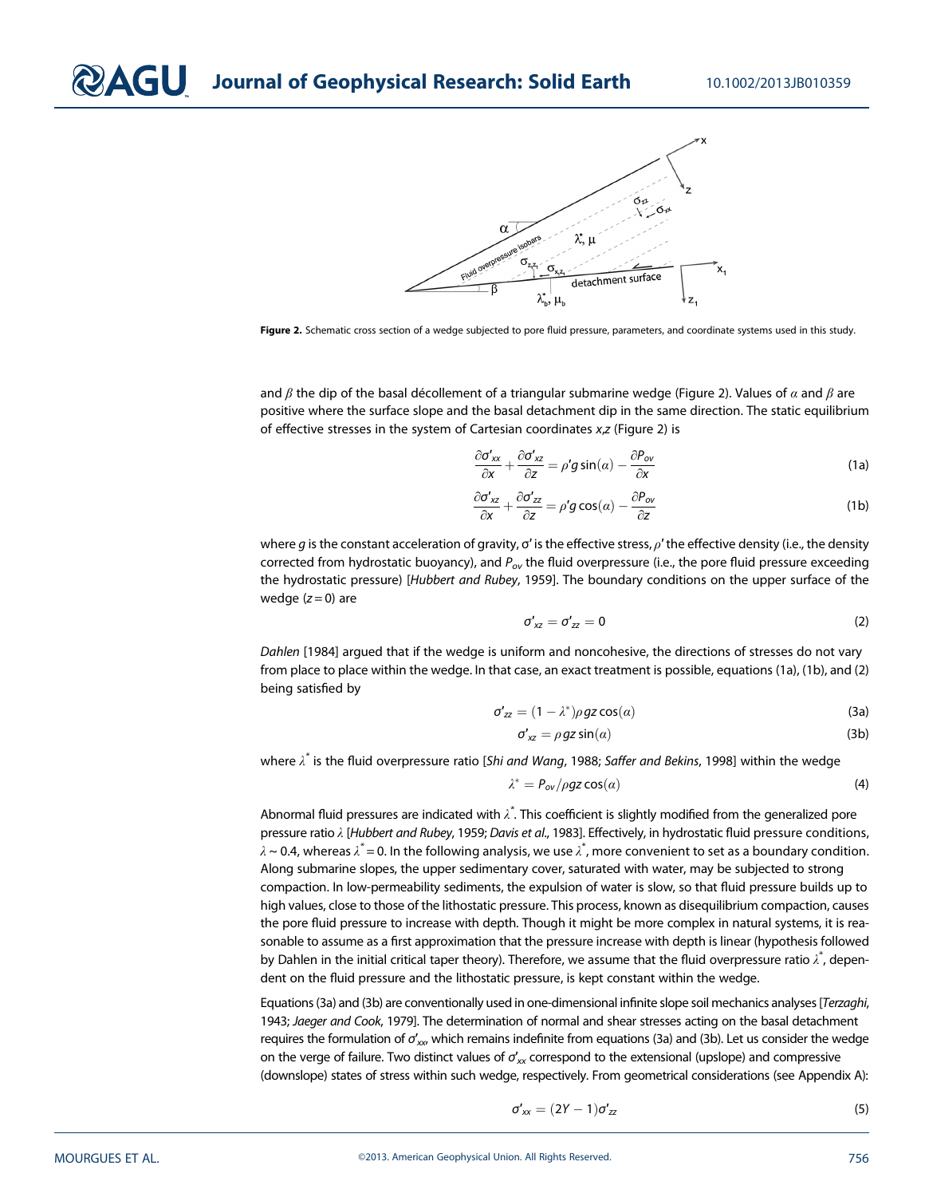**Figure 2.** Schematic cross section of a wedge subjected to pore fluid pressure, parameters, and coordinate systems used in this study.

and $\beta$ the dip of the basal décollement of a triangular submarine wedge (Figure 2). Values of $\alpha$ and $\beta$ are positive where the surface slope and the basal detachment dip in the same direction. The static equilibrium of effective stresses in the system of Cartesian coordinates *x*,*z* (Figure 2) is

$$\frac{\partial \sigma'_{xx}}{\partial x} + \frac{\partial \sigma'_{xz}}{\partial z} = \rho' g \sin(\alpha) - \frac{\partial P_{ov}}{\partial x} \tag{1a}$$

$$\frac{\partial \sigma'_{xz}}{\partial x} + \frac{\partial \sigma'_{zz}}{\partial z} = \rho' g \cos(\alpha) - \frac{\partial P_{ov}}{\partial z} \tag{1b}$$

where $g$ is the constant acceleration of gravity, $\sigma'$ is the effective stress, $\rho'$ the effective density (i.e., the density corrected from hydrostatic buoyancy), and $P_{ov}$ the fluid overpressure (i.e., the pore fluid pressure exceeding the hydrostatic pressure) [*Hubbert and Rubey*, 1959]. The boundary conditions on the upper surface of the wedge ($z = 0$) are

$$\sigma'_{xz} = \sigma'_{zz} = 0 \tag{2}$$

*Dahlen* [1984] argued that if the wedge is uniform and noncohesive, the directions of stresses do not vary from place to place within the wedge. In that case, an exact treatment is possible, equations (1a), (1b), and (2) being satisfied by

$$\sigma'_{zz} = (1 - \lambda^*)\rho g z \cos(\alpha) \tag{3a}$$

$$\sigma'_{xz} = \rho g z \sin(\alpha) \tag{3b}$$

where $\lambda^*$ is the fluid overpressure ratio [*Shi and Wang*, 1988; *Saffer and Bekins*, 1998] within the wedge

$$\lambda^* = P_{ov}/\rho g z \cos(\alpha) \tag{4}$$

Abnormal fluid pressures are indicated with $\lambda^*$. This coefficient is slightly modified from the generalized pore pressure ratio $\lambda$ [*Hubbert and Rubey*, 1959; *Davis et al.*, 1983]. Effectively, in hydrostatic fluid pressure conditions, $\lambda \sim 0.4$, whereas $\lambda^* = 0$. In the following analysis, we use $\lambda^*$, more convenient to set as a boundary condition. Along submarine slopes, the upper sedimentary cover, saturated with water, may be subjected to strong compaction. In low-permeability sediments, the expulsion of water is slow, so that fluid pressure builds up to high values, close to those of the lithostatic pressure. This process, known as disequilibrium compaction, causes the pore fluid pressure to increase with depth. Though it might be more complex in natural systems, it is reasonable to assume as a first approximation that the pressure increase with depth is linear (hypothesis followed by Dahlen in the initial critical taper theory). Therefore, we assume that the fluid overpressure ratio $\lambda^*$, dependent on the fluid pressure and the lithostatic pressure, is kept constant within the wedge.

Equations (3a) and (3b) are conventionally used in one-dimensional infinite slope soil mechanics analyses [*Terzaghi*, 1943; *Jaeger and Cook*, 1979]. The determination of normal and shear stresses acting on the basal detachment requires the formulation of $\sigma'_{xx}$, which remains indefinite from equations (3a) and (3b). Let us consider the wedge on the verge of failure. Two distinct values of $\sigma'_{xx}$ correspond to the extensional (upslope) and compressive (downslope) states of stress within such wedge, respectively. From geometrical considerations (see Appendix A):

$$\sigma'_{xx} = (2Y - 1)\sigma'_{zz} \tag{5}$$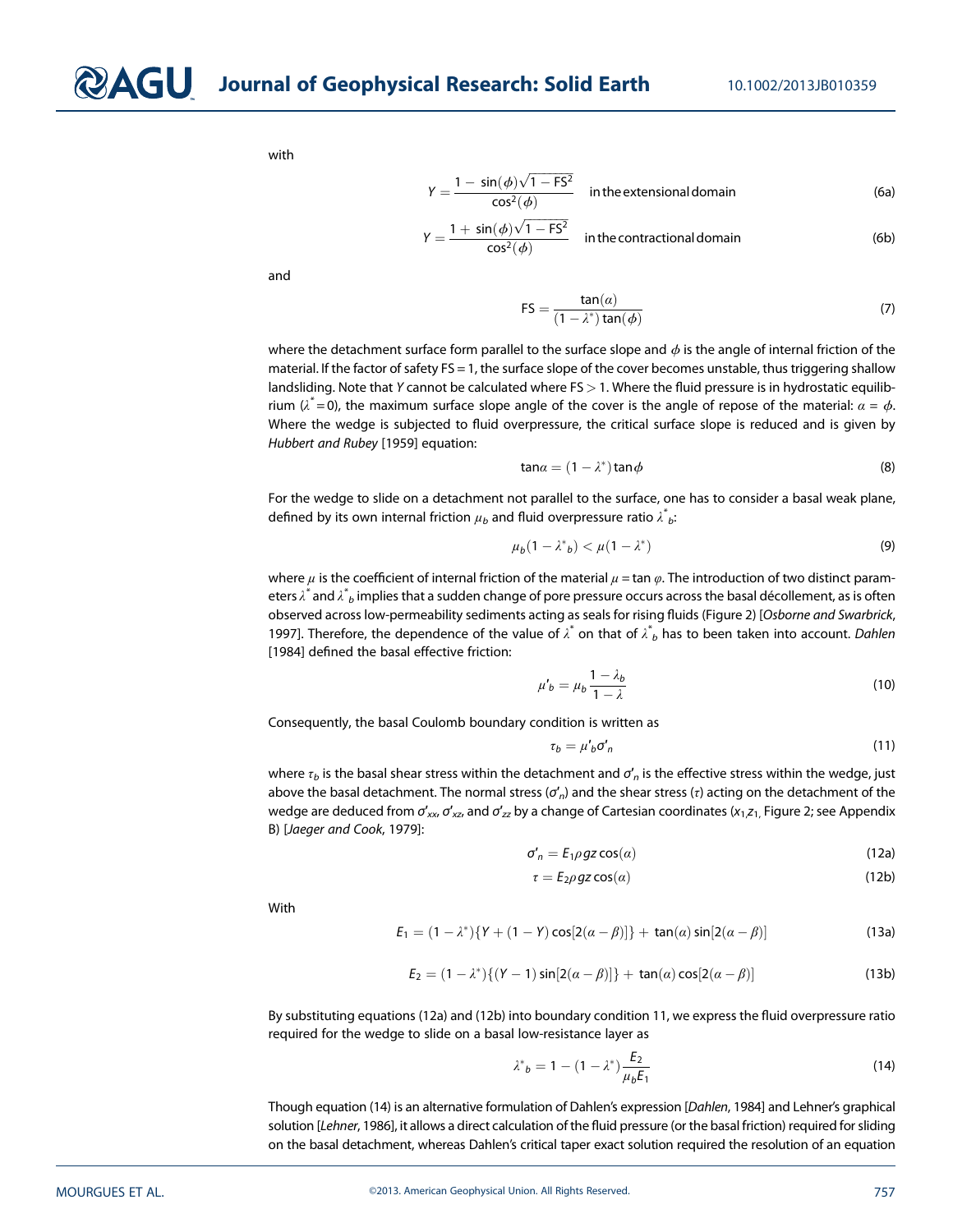with

$$Y = \frac{1 - \sin(\phi)\sqrt{1 - \mathrm{FS}^2}}{\cos^2(\phi)} \quad \text{in the extensional domain} \tag{6a}$$

$$Y = \frac{1 + \sin(\phi)\sqrt{1 - \mathrm{FS}^2}}{\cos^2(\phi)} \quad \text{in the contractional domain} \tag{6b}$$

and

$$\mathrm{FS} = \frac{\tan(\alpha)}{(1 - \lambda^*)\tan(\phi)} \tag{7}$$

where the detachment surface form parallel to the surface slope and $\phi$ is the angle of internal friction of the material. If the factor of safety FS = 1, the surface slope of the cover becomes unstable, thus triggering shallow landsliding. Note that $Y$ cannot be calculated where FS > 1. Where the fluid pressure is in hydrostatic equilibrium ($\lambda^* = 0$), the maximum surface slope angle of the cover is the angle of repose of the material: $\alpha = \phi$. Where the wedge is subjected to fluid overpressure, the critical surface slope is reduced and is given by *Hubbert and Rubey* [1959] equation:

$$\tan\alpha = (1 - \lambda^*)\tan\phi \tag{8}$$

For the wedge to slide on a detachment not parallel to the surface, one has to consider a basal weak plane, defined by its own internal friction $\mu_b$ and fluid overpressure ratio $\lambda^*_b$:

$$\mu_b(1 - \lambda^*_b) < \mu(1 - \lambda^*) \tag{9}$$

where $\mu$ is the coefficient of internal friction of the material $\mu = \tan\varphi$. The introduction of two distinct parameters $\lambda^*$ and $\lambda^*_b$ implies that a sudden change of pore pressure occurs across the basal décollement, as is often observed across low-permeability sediments acting as seals for rising fluids (Figure 2) [*Osborne and Swarbrick*, 1997]. Therefore, the dependence of the value of $\lambda^*$ on that of $\lambda^*_b$ has to been taken into account. *Dahlen* [1984] defined the basal effective friction:

$$\mu'_b = \mu_b \frac{1 - \lambda_b}{1 - \lambda} \tag{10}$$

Consequently, the basal Coulomb boundary condition is written as

$$\tau_b = \mu'_b \sigma'_n \tag{11}$$

where $\tau_b$ is the basal shear stress within the detachment and $\sigma'_n$ is the effective stress within the wedge, just above the basal detachment. The normal stress ($\sigma'_n$) and the shear stress ($\tau$) acting on the detachment of the wedge are deduced from $\sigma'_{xx}$, $\sigma'_{xz}$, and $\sigma'_{zz}$ by a change of Cartesian coordinates ($x_1$, $z_1$, Figure 2; see Appendix B) [*Jaeger and Cook*, 1979]:

$$\sigma'_n = E_1 \rho g z \cos(\alpha) \tag{12a}$$

$$\tau = E_2 \rho g z \cos(\alpha) \tag{12b}$$

With

$$E_1 = (1 - \lambda^*)\{Y + (1 - Y)\cos[2(\alpha - \beta)]\} + \tan(\alpha)\sin[2(\alpha - \beta)] \tag{13a}$$

$$E_2 = (1 - \lambda^*)\{(Y - 1)\sin[2(\alpha - \beta)]\} + \tan(\alpha)\cos[2(\alpha - \beta)] \tag{13b}$$

By substituting equations (12a) and (12b) into boundary condition 11, we express the fluid overpressure ratio required for the wedge to slide on a basal low-resistance layer as

$$\lambda^*_b = 1 - (1 - \lambda^*)\frac{E_2}{\mu_b E_1} \tag{14}$$

Though equation (14) is an alternative formulation of Dahlen's expression [*Dahlen*, 1984] and Lehner's graphical solution [*Lehner*, 1986], it allows a direct calculation of the fluid pressure (or the basal friction) required for sliding on the basal detachment, whereas Dahlen's critical taper exact solution required the resolution of an equation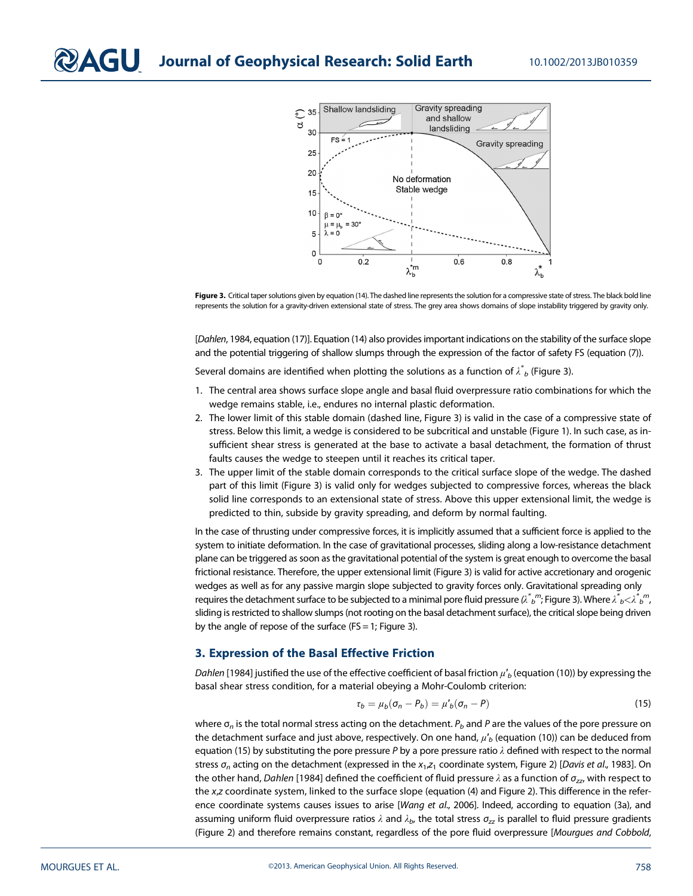**Figure 3.** Critical taper solutions given by equation (14). The dashed line represents the solution for a compressive state of stress. The black bold line represents the solution for a gravity-driven extensional state of stress. The grey area shows domains of slope instability triggered by gravity only.

[*Dahlen*, 1984, equation (17)]. Equation (14) also provides important indications on the stability of the surface slope and the potential triggering of shallow slumps through the expression of the factor of safety FS (equation (7)).

Several domains are identified when plotting the solutions as a function of $\lambda^*_b$ (Figure 3).

1. The central area shows surface slope angle and basal fluid overpressure ratio combinations for which the wedge remains stable, i.e., endures no internal plastic deformation.
2. The lower limit of this stable domain (dashed line, Figure 3) is valid in the case of a compressive state of stress. Below this limit, a wedge is considered to be subcritical and unstable (Figure 1). In such case, as insufficient shear stress is generated at the base to activate a basal detachment, the formation of thrust faults causes the wedge to steepen until it reaches its critical taper.
3. The upper limit of the stable domain corresponds to the critical surface slope of the wedge. The dashed part of this limit (Figure 3) is valid only for wedges subjected to compressive forces, whereas the black solid line corresponds to an extensional state of stress. Above this upper extensional limit, the wedge is predicted to thin, subside by gravity spreading, and deform by normal faulting.

In the case of thrusting under compressive forces, it is implicitly assumed that a sufficient force is applied to the system to initiate deformation. In the case of gravitational processes, sliding along a low-resistance detachment plane can be triggered as soon as the gravitational potential of the system is great enough to overcome the basal frictional resistance. Therefore, the upper extensional limit (Figure 3) is valid for active accretionary and orogenic wedges as well as for any passive margin slope subjected to gravity forces only. Gravitational spreading only requires the detachment surface to be subjected to a minimal pore fluid pressure ($\lambda^{*m}_b$; Figure 3). Where $\lambda^*_b < \lambda^{*m}_b$, sliding is restricted to shallow slumps (not rooting on the basal detachment surface), the critical slope being driven by the angle of repose of the surface (FS = 1; Figure 3).

## 3. Expression of the Basal Effective Friction

*Dahlen* [1984] justified the use of the effective coefficient of basal friction $\mu'_b$ (equation (10)) by expressing the basal shear stress condition, for a material obeying a Mohr-Coulomb criterion:

$$\tau_b = \mu_b(\sigma_n - P_b) = \mu'_b(\sigma_n - P) \tag{15}$$

where $\sigma_n$ is the total normal stress acting on the detachment. $P_b$ and $P$ are the values of the pore pressure on the detachment surface and just above, respectively. On one hand, $\mu'_b$ (equation (10)) can be deduced from equation (15) by substituting the pore pressure $P$ by a pore pressure ratio $\lambda$ defined with respect to the normal stress $\sigma_n$ acting on the detachment (expressed in the $x_1 z_1$ coordinate system, Figure 2) [*Davis et al.*, 1983]. On the other hand, *Dahlen* [1984] defined the coefficient of fluid pressure $\lambda$ as a function of $\sigma_{zz}$, with respect to the *x,z* coordinate system, linked to the surface slope (equation (4) and Figure 2). This difference in the reference coordinate systems causes issues to arise [*Wang et al.*, 2006]. Indeed, according to equation (3a), and assuming uniform fluid overpressure ratios $\lambda$ and $\lambda_b$, the total stress $\sigma_{zz}$ is parallel to fluid pressure gradients (Figure 2) and therefore remains constant, regardless of the pore fluid overpressure [*Mourgues and Cobbold*,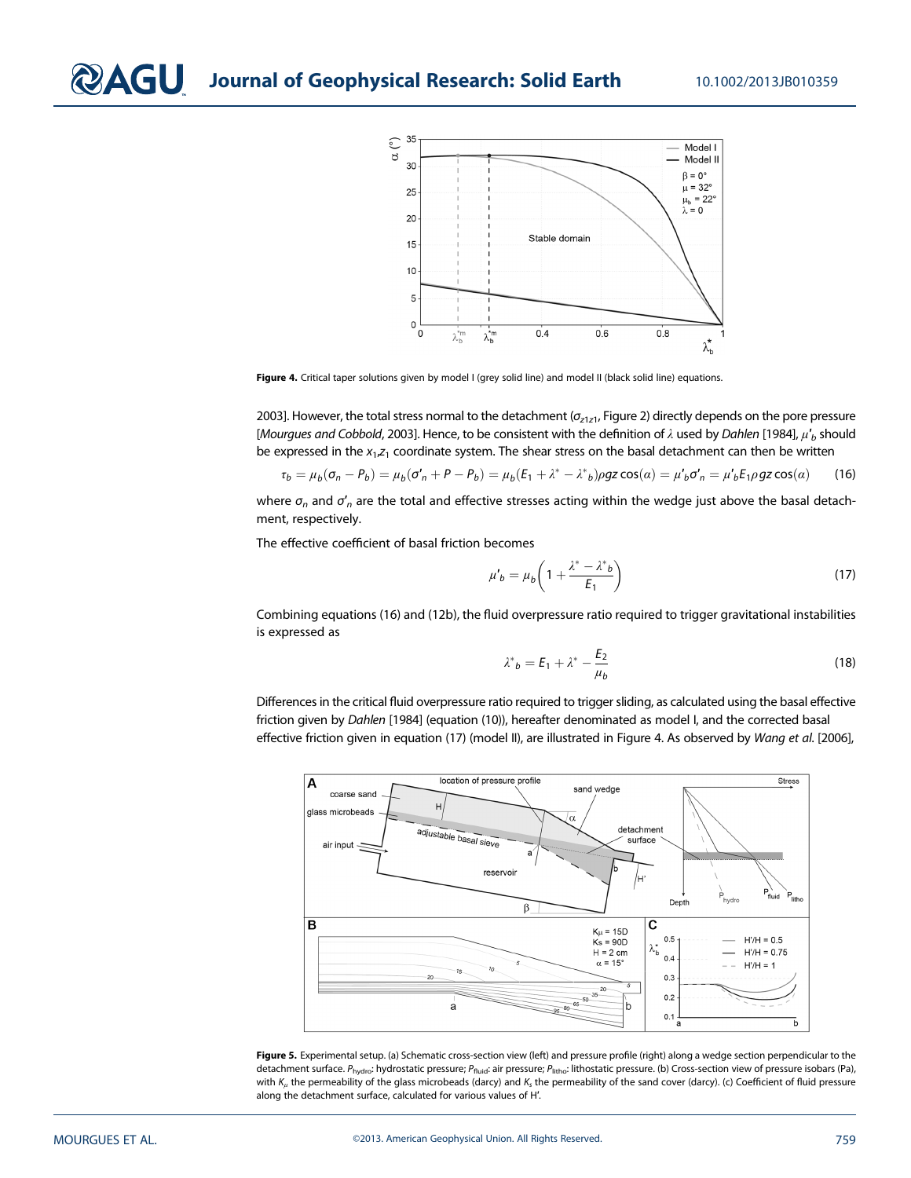Figure 4. Critical taper solutions given by model I (grey solid line) and model II (black solid line) equations.

2003]. However, the total stress normal to the detachment ($\sigma_{z1z1}$, Figure 2) directly depends on the pore pressure [*Mourgues and Cobbold*, 2003]. Hence, to be consistent with the definition of $\lambda$ used by *Dahlen* [1984], $\mu'_b$ should be expressed in the $x_1$,$z_1$ coordinate system. The shear stress on the basal detachment can then be written

$$\tau_b = \mu_b(\sigma_n - P_b) = \mu_b(\sigma'_n + P - P_b) = \mu_b(E_1 + \lambda^* - \lambda^*{}_b)\rho gz\cos(\alpha) = \mu'_b\sigma'_n = \mu'_b E_1 \rho gz\cos(\alpha) \tag{16}$$

where $\sigma_n$ and $\sigma'_n$ are the total and effective stresses acting within the wedge just above the basal detachment, respectively.

The effective coefficient of basal friction becomes

$$\mu'_b = \mu_b\left(1 + \frac{\lambda^* - \lambda^*{}_b}{E_1}\right) \tag{17}$$

Combining equations (16) and (12b), the fluid overpressure ratio required to trigger gravitational instabilities is expressed as

$$\lambda^*{}_b = E_1 + \lambda^* - \frac{E_2}{\mu_b} \tag{18}$$

Differences in the critical fluid overpressure ratio required to trigger sliding, as calculated using the basal effective friction given by *Dahlen* [1984] (equation (10)), hereafter denominated as model I, and the corrected basal effective friction given in equation (17) (model II), are illustrated in Figure 4. As observed by *Wang et al.* [2006],

Figure 5. Experimental setup. (a) Schematic cross-section view (left) and pressure profile (right) along a wedge section perpendicular to the detachment surface. $P_{hydro}$: hydrostatic pressure; $P_{fluid}$: air pressure; $P_{litho}$: lithostatic pressure. (b) Cross-section view of pressure isobars (Pa), with $K_\mu$ the permeability of the glass microbeads (darcy) and $K_s$ the permeability of the sand cover (darcy). (c) Coefficient of fluid pressure along the detachment surface, calculated for various values of H'.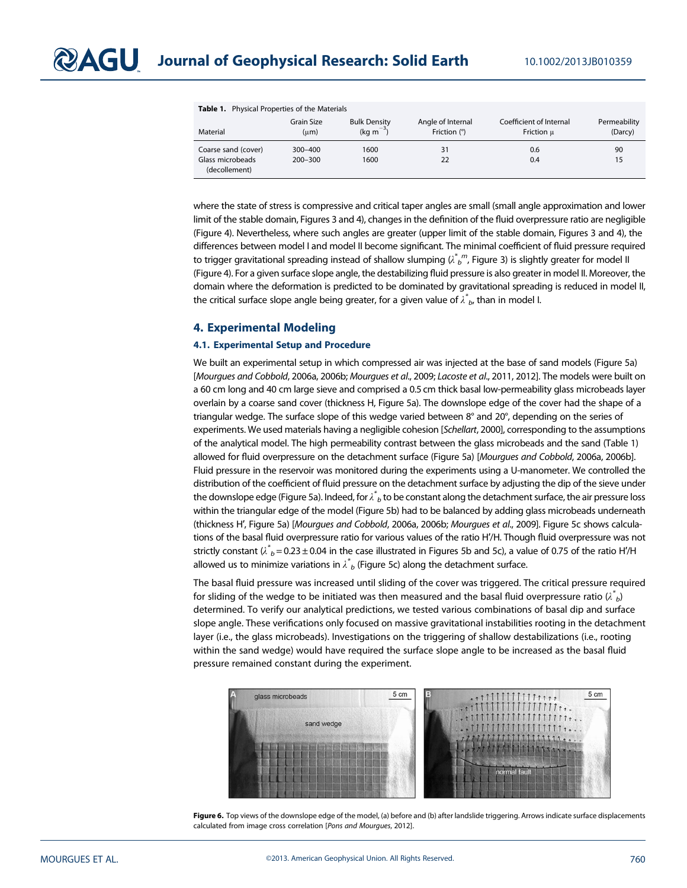**Table 1.** Physical Properties of the Materials

| Material | Grain Size (μm) | Bulk Density (kg m$^{-3}$) | Angle of Internal Friction (°) | Coefficient of Internal Friction μ | Permeability (Darcy) |
|---|---|---|---|---|---|
| Coarse sand (cover) | 300–400 | 1600 | 31 | 0.6 | 90 |
| Glass microbeads (decollement) | 200–300 | 1600 | 22 | 0.4 | 15 |

where the state of stress is compressive and critical taper angles are small (small angle approximation and lower limit of the stable domain, Figures 3 and 4), changes in the definition of the fluid overpressure ratio are negligible (Figure 4). Nevertheless, where such angles are greater (upper limit of the stable domain, Figures 3 and 4), the differences between model I and model II become significant. The minimal coefficient of fluid pressure required to trigger gravitational spreading instead of shallow slumping ($\lambda^{*}{}_{b}{}^{m}$, Figure 3) is slightly greater for model II (Figure 4). For a given surface slope angle, the destabilizing fluid pressure is also greater in model II. Moreover, the domain where the deformation is predicted to be dominated by gravitational spreading is reduced in model II, the critical surface slope angle being greater, for a given value of $\lambda^{*}{}_{b}$, than in model I.

## 4. Experimental Modeling

### 4.1. Experimental Setup and Procedure

We built an experimental setup in which compressed air was injected at the base of sand models (Figure 5a) [*Mourgues and Cobbold*, 2006a, 2006b; *Mourgues et al.*, 2009; *Lacoste et al.*, 2011, 2012]. The models were built on a 60 cm long and 40 cm large sieve and comprised a 0.5 cm thick basal low-permeability glass microbeads layer overlain by a coarse sand cover (thickness H, Figure 5a). The downslope edge of the cover had the shape of a triangular wedge. The surface slope of this wedge varied between 8° and 20°, depending on the series of experiments. We used materials having a negligible cohesion [*Schellart*, 2000], corresponding to the assumptions of the analytical model. The high permeability contrast between the glass microbeads and the sand (Table 1) allowed for fluid overpressure on the detachment surface (Figure 5a) [*Mourgues and Cobbold*, 2006a, 2006b]. Fluid pressure in the reservoir was monitored during the experiments using a U-manometer. We controlled the distribution of the coefficient of fluid pressure on the detachment surface by adjusting the dip of the sieve under the downslope edge (Figure 5a). Indeed, for $\lambda^{*}{}_{b}$ to be constant along the detachment surface, the air pressure loss within the triangular edge of the model (Figure 5b) had to be balanced by adding glass microbeads underneath (thickness H′, Figure 5a) [*Mourgues and Cobbold*, 2006a, 2006b; *Mourgues et al.*, 2009]. Figure 5c shows calculations of the basal fluid overpressure ratio for various values of the ratio H′/H. Though fluid overpressure was not strictly constant ($\lambda^{*}{}_{b} = 0.23 \pm 0.04$ in the case illustrated in Figures 5b and 5c), a value of 0.75 of the ratio H′/H allowed us to minimize variations in $\lambda^{*}{}_{b}$ (Figure 5c) along the detachment surface.

The basal fluid pressure was increased until sliding of the cover was triggered. The critical pressure required for sliding of the wedge to be initiated was then measured and the basal fluid overpressure ratio ($\lambda^{*}{}_{b}$) determined. To verify our analytical predictions, we tested various combinations of basal dip and surface slope angle. These verifications only focused on massive gravitational instabilities rooting in the detachment layer (i.e., the glass microbeads). Investigations on the triggering of shallow destabilizations (i.e., rooting within the sand wedge) would have required the surface slope angle to be increased as the basal fluid pressure remained constant during the experiment.

**Figure 6.** Top views of the downslope edge of the model, (a) before and (b) after landslide triggering. Arrows indicate surface displacements calculated from image cross correlation [*Pons and Mourgues*, 2012].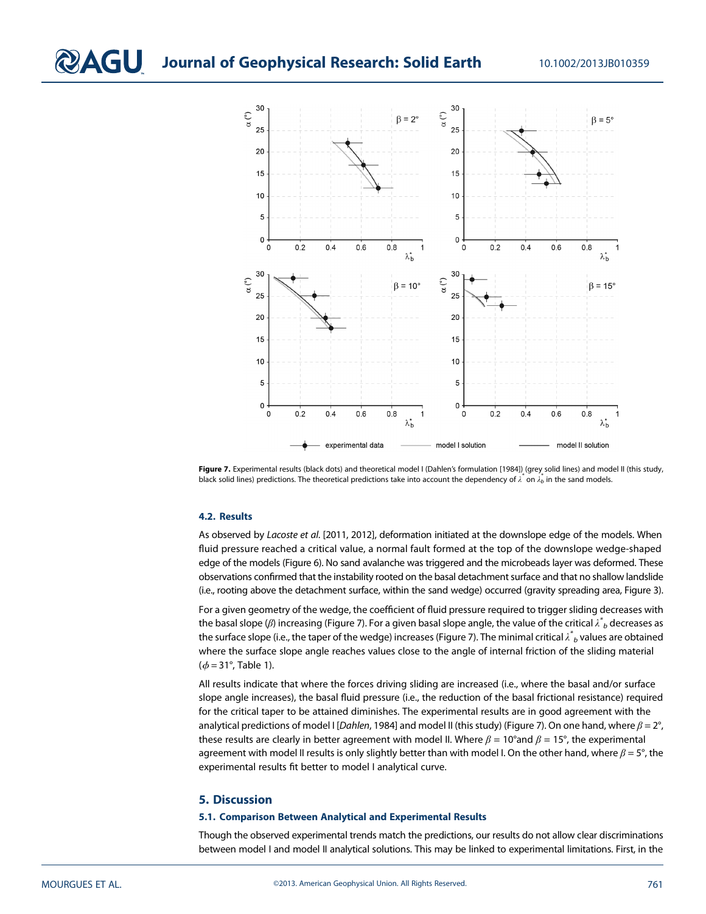Figure 7. Experimental results (black dots) and theoretical model I (Dahlen's formulation [1984]) (grey solid lines) and model II (this study, black solid lines) predictions. The theoretical predictions take into account the dependency of $\lambda^*$ on $\lambda^*_b$ in the sand models.

### 4.2. Results

As observed by *Lacoste et al.* [2011, 2012], deformation initiated at the downslope edge of the models. When fluid pressure reached a critical value, a normal fault formed at the top of the downslope wedge-shaped edge of the models (Figure 6). No sand avalanche was triggered and the microbeads layer was deformed. These observations confirmed that the instability rooted on the basal detachment surface and that no shallow landslide (i.e., rooting above the detachment surface, within the sand wedge) occurred (gravity spreading area, Figure 3).

For a given geometry of the wedge, the coefficient of fluid pressure required to trigger sliding decreases with the basal slope ($\beta$) increasing (Figure 7). For a given basal slope angle, the value of the critical $\lambda^*_b$ decreases as the surface slope (i.e., the taper of the wedge) increases (Figure 7). The minimal critical $\lambda^*_b$ values are obtained where the surface slope angle reaches values close to the angle of internal friction of the sliding material ($\phi = 31°$, Table 1).

All results indicate that where the forces driving sliding are increased (i.e., where the basal and/or surface slope angle increases), the basal fluid pressure (i.e., the reduction of the basal frictional resistance) required for the critical taper to be attained diminishes. The experimental results are in good agreement with the analytical predictions of model I [*Dahlen*, 1984] and model II (this study) (Figure 7). On one hand, where $\beta = 2°$, these results are clearly in better agreement with model II. Where $\beta = 10°$and $\beta = 15°$, the experimental agreement with model II results is only slightly better than with model I. On the other hand, where $\beta = 5°$, the experimental results fit better to model I analytical curve.

## 5. Discussion

### 5.1. Comparison Between Analytical and Experimental Results

Though the observed experimental trends match the predictions, our results do not allow clear discriminations between model I and model II analytical solutions. This may be linked to experimental limitations. First, in the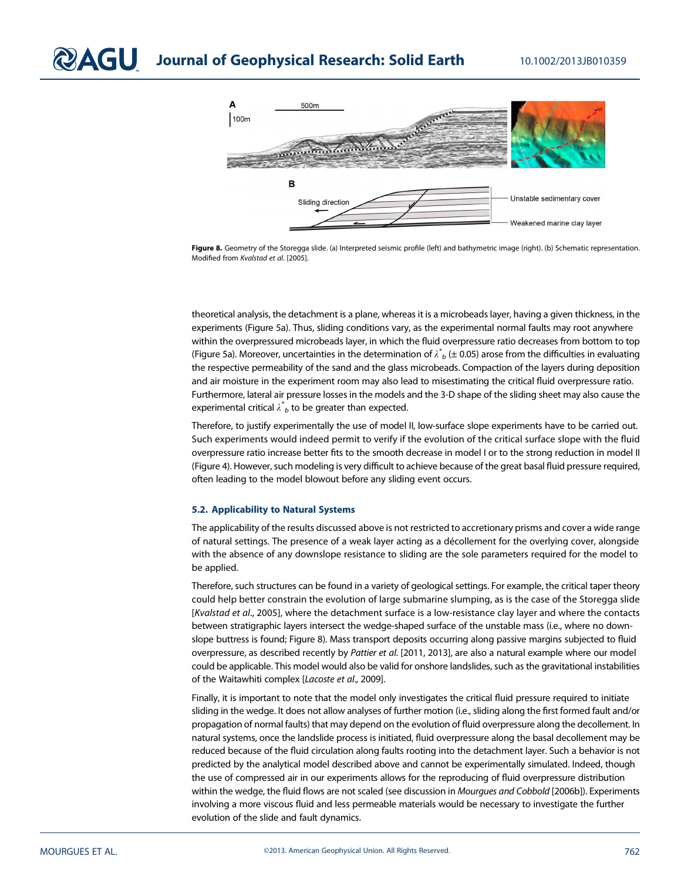Figure 8. Geometry of the Storegga slide. (a) Interpreted seismic profile (left) and bathymetric image (right). (b) Schematic representation. Modified from *Kvalstad et al.* [2005].

theoretical analysis, the detachment is a plane, whereas it is a microbeads layer, having a given thickness, in the experiments (Figure 5a). Thus, sliding conditions vary, as the experimental normal faults may root anywhere within the overpressured microbeads layer, in which the fluid overpressure ratio decreases from bottom to top (Figure 5a). Moreover, uncertainties in the determination of $\lambda^*_b$ (± 0.05) arose from the difficulties in evaluating the respective permeability of the sand and the glass microbeads. Compaction of the layers during deposition and air moisture in the experiment room may also lead to misestimating the critical fluid overpressure ratio. Furthermore, lateral air pressure losses in the models and the 3-D shape of the sliding sheet may also cause the experimental critical $\lambda^*_b$ to be greater than expected.

Therefore, to justify experimentally the use of model II, low-surface slope experiments have to be carried out. Such experiments would indeed permit to verify if the evolution of the critical surface slope with the fluid overpressure ratio increase better fits to the smooth decrease in model I or to the strong reduction in model II (Figure 4). However, such modeling is very difficult to achieve because of the great basal fluid pressure required, often leading to the model blowout before any sliding event occurs.

### 5.2. Applicability to Natural Systems

The applicability of the results discussed above is not restricted to accretionary prisms and cover a wide range of natural settings. The presence of a weak layer acting as a décollement for the overlying cover, alongside with the absence of any downslope resistance to sliding are the sole parameters required for the model to be applied.

Therefore, such structures can be found in a variety of geological settings. For example, the critical taper theory could help better constrain the evolution of large submarine slumping, as is the case of the Storegga slide [*Kvalstad et al.*, 2005], where the detachment surface is a low-resistance clay layer and where the contacts between stratigraphic layers intersect the wedge-shaped surface of the unstable mass (i.e., where no downslope buttress is found; Figure 8). Mass transport deposits occurring along passive margins subjected to fluid overpressure, as described recently by *Pattier et al.* [2011, 2013], are also a natural example where our model could be applicable. This model would also be valid for onshore landslides, such as the gravitational instabilities of the Waitawhiti complex [*Lacoste et al.*, 2009].

Finally, it is important to note that the model only investigates the critical fluid pressure required to initiate sliding in the wedge. It does not allow analyses of further motion (i.e., sliding along the first formed fault and/or propagation of normal faults) that may depend on the evolution of fluid overpressure along the decollement. In natural systems, once the landslide process is initiated, fluid overpressure along the basal decollement may be reduced because of the fluid circulation along faults rooting into the detachment layer. Such a behavior is not predicted by the analytical model described above and cannot be experimentally simulated. Indeed, though the use of compressed air in our experiments allows for the reproducing of fluid overpressure distribution within the wedge, the fluid flows are not scaled (see discussion in *Mourgues and Cobbold* [2006b]). Experiments involving a more viscous fluid and less permeable materials would be necessary to investigate the further evolution of the slide and fault dynamics.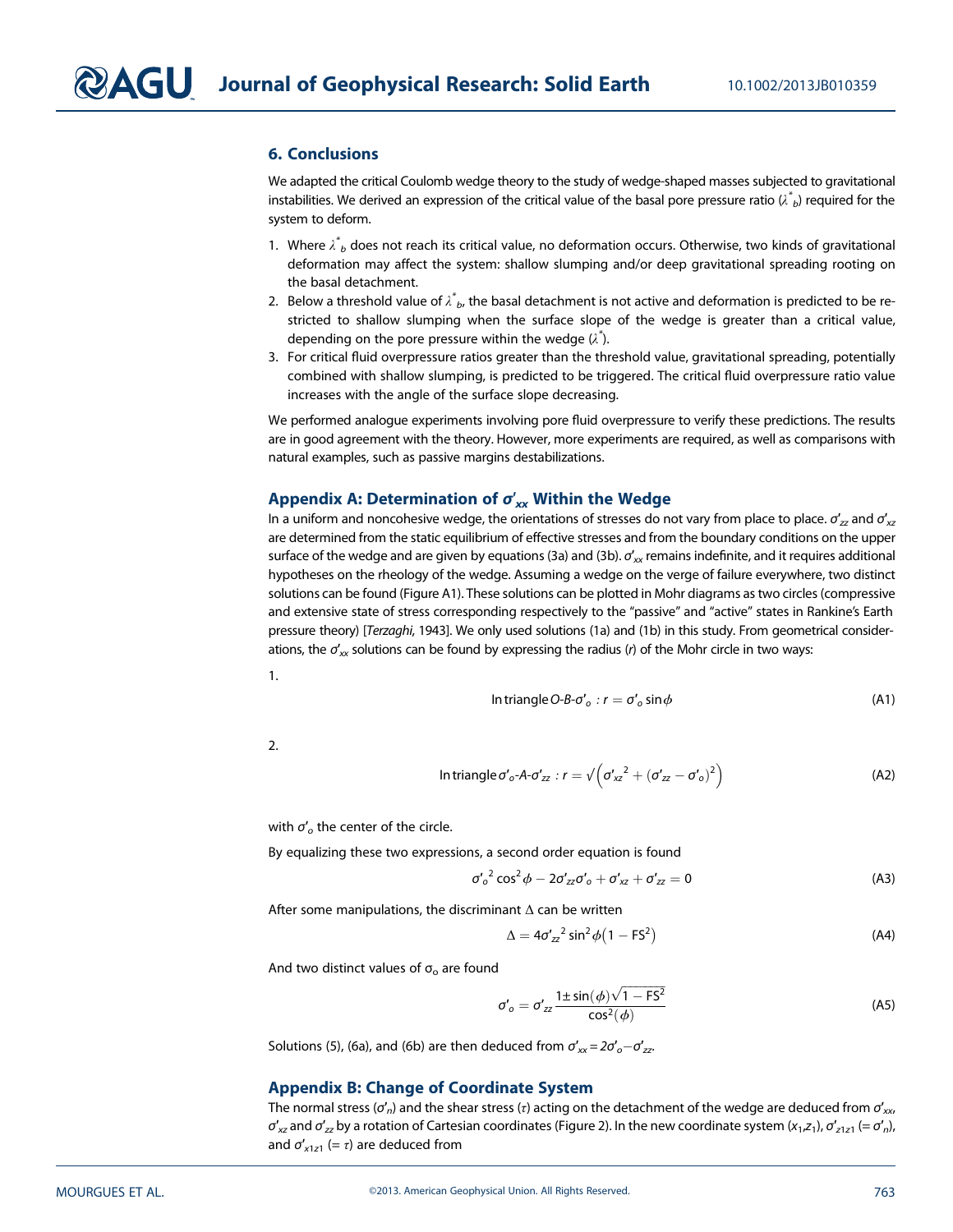## 6. Conclusions

We adapted the critical Coulomb wedge theory to the study of wedge-shaped masses subjected to gravitational instabilities. We derived an expression of the critical value of the basal pore pressure ratio ($\lambda^*_b$) required for the system to deform.

1. Where $\lambda^*_b$ does not reach its critical value, no deformation occurs. Otherwise, two kinds of gravitational deformation may affect the system: shallow slumping and/or deep gravitational spreading rooting on the basal detachment.
2. Below a threshold value of $\lambda^*_b$, the basal detachment is not active and deformation is predicted to be restricted to shallow slumping when the surface slope of the wedge is greater than a critical value, depending on the pore pressure within the wedge ($\lambda^*$).
3. For critical fluid overpressure ratios greater than the threshold value, gravitational spreading, potentially combined with shallow slumping, is predicted to be triggered. The critical fluid overpressure ratio value increases with the angle of the surface slope decreasing.

We performed analogue experiments involving pore fluid overpressure to verify these predictions. The results are in good agreement with the theory. However, more experiments are required, as well as comparisons with natural examples, such as passive margins destabilizations.

## Appendix A: Determination of $\sigma'_{xx}$ Within the Wedge

In a uniform and noncohesive wedge, the orientations of stresses do not vary from place to place. $\sigma'_{zz}$ and $\sigma'_{xz}$ are determined from the static equilibrium of effective stresses and from the boundary conditions on the upper surface of the wedge and are given by equations (3a) and (3b). $\sigma'_{xx}$ remains indefinite, and it requires additional hypotheses on the rheology of the wedge. Assuming a wedge on the verge of failure everywhere, two distinct solutions can be found (Figure A1). These solutions can be plotted in Mohr diagrams as two circles (compressive and extensive state of stress corresponding respectively to the "passive" and "active" states in Rankine's Earth pressure theory) [*Terzaghi*, 1943]. We only used solutions (1a) and (1b) in this study. From geometrical considerations, the $\sigma'_{xx}$ solutions can be found by expressing the radius ($r$) of the Mohr circle in two ways:

1.

$$\text{In triangle } O\text{-}B\text{-}\sigma'_o : r = \sigma'_o \sin\phi \tag{A1}$$

2.

$$\text{In triangle } \sigma'_o\text{-}A\text{-}\sigma'_{zz} : r = \sqrt{\left({\sigma'_{xz}}^2 + (\sigma'_{zz} - \sigma'_o)^2\right)} \tag{A2}$$

with $\sigma'_o$ the center of the circle.

By equalizing these two expressions, a second order equation is found

$$ {\sigma'_o}^2 \cos^2\phi - 2\sigma'_{zz}\sigma'_o + \sigma'_{xz} + \sigma'_{zz} = 0 \tag{A3}$$

After some manipulations, the discriminant $\Delta$ can be written

$$\Delta = 4{\sigma'_{zz}}^2 \sin^2\phi\left(1 - \text{FS}^2\right) \tag{A4}$$

And two distinct values of $\sigma_o$ are found

$$\sigma'_o = \sigma'_{zz}\frac{1 \pm \sin(\phi)\sqrt{1 - \text{FS}^2}}{\cos^2(\phi)} \tag{A5}$$

Solutions (5), (6a), and (6b) are then deduced from $\sigma'_{xx} = 2\sigma'_o - \sigma'_{zz}$.

## Appendix B: Change of Coordinate System

The normal stress ($\sigma'_n$) and the shear stress ($\tau$) acting on the detachment of the wedge are deduced from $\sigma'_{xx}$, $\sigma'_{xz}$ and $\sigma'_{zz}$ by a rotation of Cartesian coordinates (Figure 2). In the new coordinate system ($x_1$,$z_1$), $\sigma'_{z1z1}$ (= $\sigma'_n$), and $\sigma'_{x1z1}$ (= $\tau$) are deduced from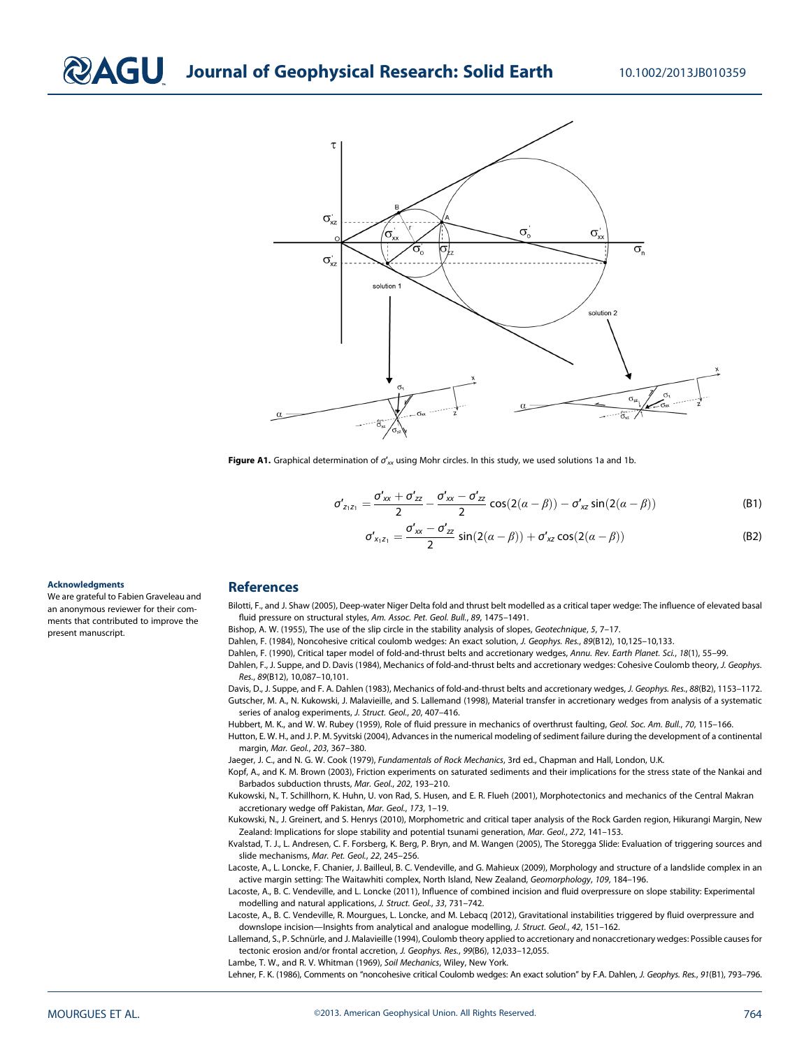Figure A1. Graphical determination of $\sigma'_{xx}$ using Mohr circles. In this study, we used solutions 1a and 1b.

$$\sigma'_{z_1z_1} = \frac{\sigma'_{xx} + \sigma'_{zz}}{2} - \frac{\sigma'_{xx} - \sigma'_{zz}}{2}\cos(2(\alpha - \beta)) - \sigma'_{xz}\sin(2(\alpha - \beta)) \quad \text{(B1)}$$

$$\sigma'_{x_1z_1} = \frac{\sigma'_{xx} - \sigma'_{zz}}{2}\sin(2(\alpha - \beta)) + \sigma'_{xz}\cos(2(\alpha - \beta)) \quad \text{(B2)}$$

### Acknowledgments

We are grateful to Fabien Graveleau and an anonymous reviewer for their comments that contributed to improve the present manuscript.

## References

Bilotti, F., and J. Shaw (2005), Deep-water Niger Delta fold and thrust belt modelled as a critical taper wedge: The influence of elevated basal fluid pressure on structural styles, *Am. Assoc. Pet. Geol. Bull.*, *89*, 1475–1491.

Bishop, A. W. (1955), The use of the slip circle in the stability analysis of slopes, *Geotechnique*, *5*, 7–17.

Dahlen, F. (1984), Noncohesive critical coulomb wedges: An exact solution, *J. Geophys. Res.*, *89*(B12), 10,125–10,133.

Dahlen, F. (1990), Critical taper model of fold-and-thrust belts and accretionary wedges, *Annu. Rev. Earth Planet. Sci.*, *18*(1), 55–99.

Dahlen, F., J. Suppe, and D. Davis (1984), Mechanics of fold-and-thrust belts and accretionary wedges: Cohesive Coulomb theory, *J. Geophys. Res.*, *89*(B12), 10,087–10,101.

Davis, D., J. Suppe, and F. A. Dahlen (1983), Mechanics of fold-and-thrust belts and accretionary wedges, *J. Geophys. Res.*, *88*(B2), 1153–1172.

Gutscher, M. A., N. Kukowski, J. Malavieille, and S. Lallemand (1998), Material transfer in accretionary wedges from analysis of a systematic series of analog experiments, *J. Struct. Geol.*, *20*, 407–416.

Hubbert, M. K., and W. W. Rubey (1959), Role of fluid pressure in mechanics of overthrust faulting, *Geol. Soc. Am. Bull.*, *70*, 115–166.

Hutton, E. W. H., and J. P. M. Syvitski (2004), Advances in the numerical modeling of sediment failure during the development of a continental margin, *Mar. Geol.*, *203*, 367–380.

Jaeger, J. C., and N. G. W. Cook (1979), *Fundamentals of Rock Mechanics*, 3rd ed., Chapman and Hall, London, U.K.

Kopf, A., and K. M. Brown (2003), Friction experiments on saturated sediments and their implications for the stress state of the Nankai and Barbados subduction thrusts, *Mar. Geol.*, *202*, 193–210.

Kukowski, N., T. Schillhorn, K. Huhn, U. von Rad, S. Husen, and E. R. Flueh (2001), Morphotectonics and mechanics of the Central Makran accretionary wedge off Pakistan, *Mar. Geol.*, *173*, 1–19.

Kukowski, N., J. Greinert, and S. Henrys (2010), Morphometric and critical taper analysis of the Rock Garden region, Hikurangi Margin, New Zealand: Implications for slope stability and potential tsunami generation, *Mar. Geol.*, *272*, 141–153.

Kvalstad, T. J., L. Andresen, C. F. Forsberg, K. Berg, P. Bryn, and M. Wangen (2005), The Storegga Slide: Evaluation of triggering sources and slide mechanisms, *Mar. Pet. Geol.*, *22*, 245–256.

Lacoste, A., L. Loncke, F. Chanier, J. Bailleul, B. C. Vendeville, and G. Mahieux (2009), Morphology and structure of a landslide complex in an active margin setting: The Waitawhiti complex, North Island, New Zealand, *Geomorphology*, *109*, 184–196.

Lacoste, A., B. C. Vendeville, and L. Loncke (2011), Influence of combined incision and fluid overpressure on slope stability: Experimental modelling and natural applications, *J. Struct. Geol.*, *33*, 731–742.

Lacoste, A., B. C. Vendeville, R. Mourgues, L. Loncke, and M. Lebacq (2012), Gravitational instabilities triggered by fluid overpressure and downslope incision—Insights from analytical and analogue modelling, *J. Struct. Geol.*, *42*, 151–162.

Lallemand, S., P. Schnürle, and J. Malavieille (1994), Coulomb theory applied to accretionary and nonaccretionary wedges: Possible causes for tectonic erosion and/or frontal accretion, *J. Geophys. Res.*, *99*(B6), 12,033–12,055.

Lambe, T. W., and R. V. Whitman (1969), *Soil Mechanics*, Wiley, New York.

Lehner, F. K. (1986), Comments on "noncohesive critical Coulomb wedges: An exact solution" by F.A. Dahlen, *J. Geophys. Res.*, *91*(B1), 793–796.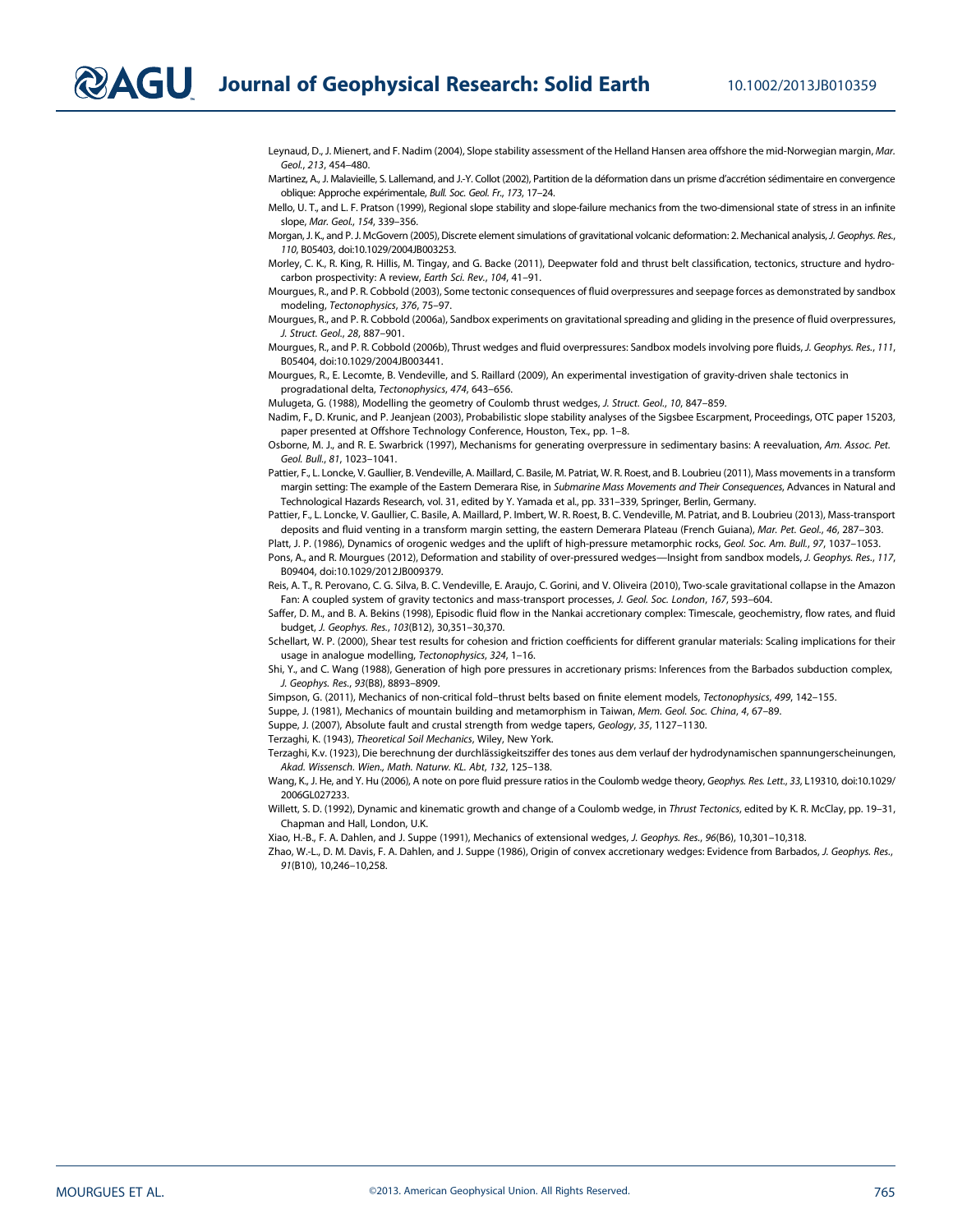Leynaud, D., J. Mienert, and F. Nadim (2004), Slope stability assessment of the Helland Hansen area offshore the mid-Norwegian margin, *Mar. Geol.*, *213*, 454–480.

Martinez, A., J. Malavieille, S. Lallemand, and J.-Y. Collot (2002), Partition de la déformation dans un prisme d'accrétion sédimentaire en convergence oblique: Approche expérimentale, *Bull. Soc. Geol. Fr.*, *173*, 17–24.

Mello, U. T., and L. F. Pratson (1999), Regional slope stability and slope-failure mechanics from the two-dimensional state of stress in an infinite slope, *Mar. Geol.*, *154*, 339–356.

Morgan, J. K., and P. J. McGovern (2005), Discrete element simulations of gravitational volcanic deformation: 2. Mechanical analysis, *J. Geophys. Res.*, *110*, B05403, doi:10.1029/2004JB003253.

Morley, C. K., R. King, R. Hillis, M. Tingay, and G. Backe (2011), Deepwater fold and thrust belt classification, tectonics, structure and hydrocarbon prospectivity: A review, *Earth Sci. Rev.*, *104*, 41–91.

Mourgues, R., and P. R. Cobbold (2003), Some tectonic consequences of fluid overpressures and seepage forces as demonstrated by sandbox modeling, *Tectonophysics*, *376*, 75–97.

Mourgues, R., and P. R. Cobbold (2006a), Sandbox experiments on gravitational spreading and gliding in the presence of fluid overpressures, *J. Struct. Geol.*, *28*, 887–901.

Mourgues, R., and P. R. Cobbold (2006b), Thrust wedges and fluid overpressures: Sandbox models involving pore fluids, *J. Geophys. Res.*, *111*, B05404, doi:10.1029/2004JB003441.

Mourgues, R., E. Lecomte, B. Vendeville, and S. Raillard (2009), An experimental investigation of gravity-driven shale tectonics in progradational delta, *Tectonophysics*, *474*, 643–656.

Mulugeta, G. (1988), Modelling the geometry of Coulomb thrust wedges, *J. Struct. Geol.*, *10*, 847–859.

Nadim, F., D. Krunic, and P. Jeanjean (2003), Probabilistic slope stability analyses of the Sigsbee Escarpment, Proceedings, OTC paper 15203, paper presented at Offshore Technology Conference, Houston, Tex., pp. 1–8.

Osborne, M. J., and R. E. Swarbrick (1997), Mechanisms for generating overpressure in sedimentary basins: A reevaluation, *Am. Assoc. Pet. Geol. Bull.*, *81*, 1023–1041.

Pattier, F., L. Loncke, V. Gaullier, B. Vendeville, A. Maillard, C. Basile, M. Patriat, W. R. Roest, and B. Loubrieu (2011), Mass movements in a transform margin setting: The example of the Eastern Demerara Rise, in *Submarine Mass Movements and Their Consequences*, Advances in Natural and Technological Hazards Research, vol. 31, edited by Y. Yamada et al., pp. 331–339, Springer, Berlin, Germany.

Pattier, F., L. Loncke, V. Gaullier, C. Basile, A. Maillard, P. Imbert, W. R. Roest, B. C. Vendeville, M. Patriat, and B. Loubrieu (2013), Mass-transport deposits and fluid venting in a transform margin setting, the eastern Demerara Plateau (French Guiana), *Mar. Pet. Geol.*, *46*, 287–303.

Platt, J. P. (1986), Dynamics of orogenic wedges and the uplift of high-pressure metamorphic rocks, *Geol. Soc. Am. Bull.*, *97*, 1037–1053.

Pons, A., and R. Mourgues (2012), Deformation and stability of over-pressured wedges—Insight from sandbox models, *J. Geophys. Res.*, *117*, B09404, doi:10.1029/2012JB009379.

Reis, A. T., R. Perovano, C. G. Silva, B. C. Vendeville, E. Araujo, C. Gorini, and V. Oliveira (2010), Two-scale gravitational collapse in the Amazon Fan: A coupled system of gravity tectonics and mass-transport processes, *J. Geol. Soc. London*, *167*, 593–604.

Saffer, D. M., and B. A. Bekins (1998), Episodic fluid flow in the Nankai accretionary complex: Timescale, geochemistry, flow rates, and fluid budget, *J. Geophys. Res.*, *103*(B12), 30,351–30,370.

Schellart, W. P. (2000), Shear test results for cohesion and friction coefficients for different granular materials: Scaling implications for their usage in analogue modelling, *Tectonophysics*, *324*, 1–16.

Shi, Y., and C. Wang (1988), Generation of high pore pressures in accretionary prisms: Inferences from the Barbados subduction complex, *J. Geophys. Res.*, *93*(B8), 8893–8909.

Simpson, G. (2011), Mechanics of non-critical fold–thrust belts based on finite element models, *Tectonophysics*, *499*, 142–155.

Suppe, J. (1981), Mechanics of mountain building and metamorphism in Taiwan, *Mem. Geol. Soc. China*, *4*, 67–89.

Suppe, J. (2007), Absolute fault and crustal strength from wedge tapers, *Geology*, *35*, 1127–1130.

Terzaghi, K. (1943), *Theoretical Soil Mechanics*, Wiley, New York.

Terzaghi, K.v. (1923), Die berechnung der durchlässigkeitsziffer des tones aus dem verlauf der hydrodynamischen spannungerscheinungen, *Akad. Wissensch. Wien., Math. Naturw. KL. Abt*, *132*, 125–138.

Wang, K., J. He, and Y. Hu (2006), A note on pore fluid pressure ratios in the Coulomb wedge theory, *Geophys. Res. Lett.*, *33*, L19310, doi:10.1029/2006GL027233.

Willett, S. D. (1992), Dynamic and kinematic growth and change of a Coulomb wedge, in *Thrust Tectonics*, edited by K. R. McClay, pp. 19–31, Chapman and Hall, London, U.K.

Xiao, H.-B., F. A. Dahlen, and J. Suppe (1991), Mechanics of extensional wedges, *J. Geophys. Res.*, *96*(B6), 10,301–10,318.

Zhao, W.-L., D. M. Davis, F. A. Dahlen, and J. Suppe (1986), Origin of convex accretionary wedges: Evidence from Barbados, *J. Geophys. Res.*, *91*(B10), 10,246–10,258.